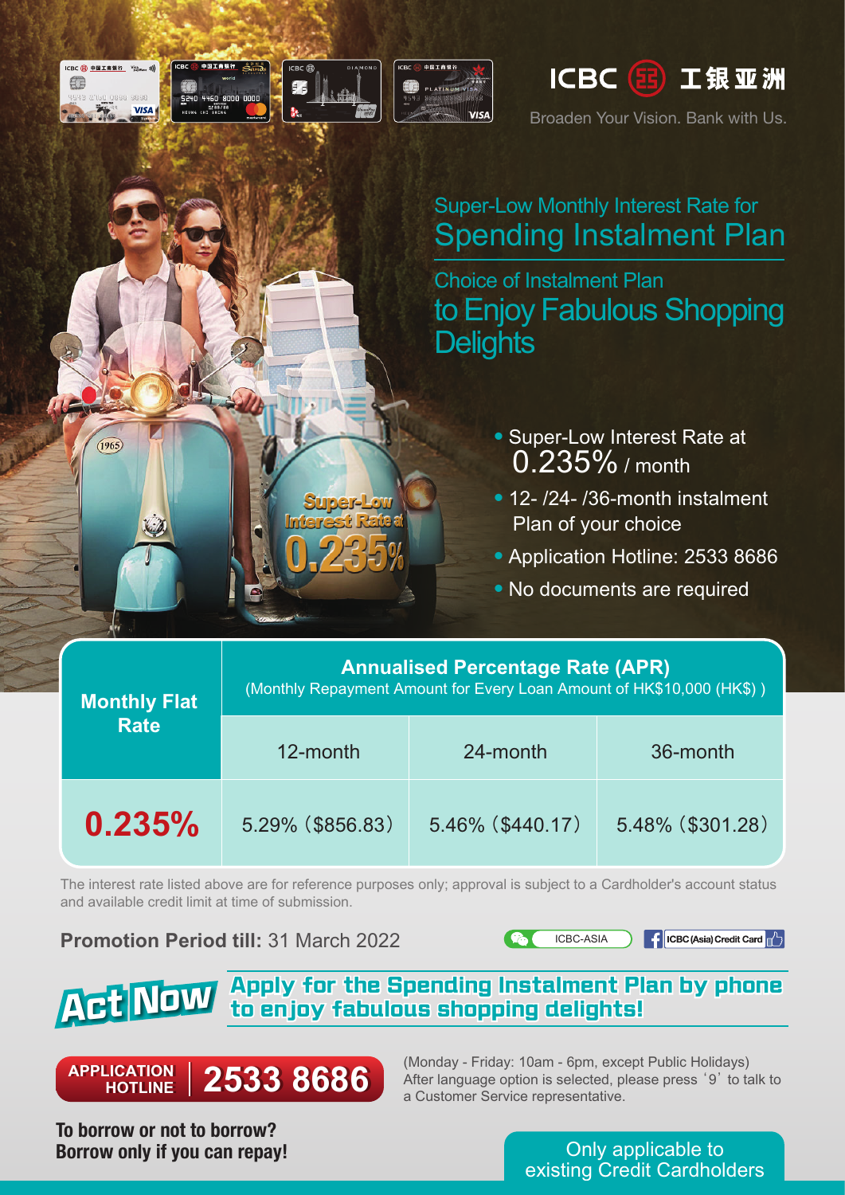ICBC 工银亚洲

Broaden Your Vision. Bank with Us.

## Super-Low Monthly Interest Rate for Spending Instalment Plan

## Choice of Instalment Plan to Enjoy Fabulous Shopping Delights

Super-Low Interest Rate at 0.235%

- Super-Low Interest Rate at 0.235% / month
- 12- /24- /36-month instalment Plan of your choice
- Application Hotline: 2533 8686
- No documents are required

| Monthly Flat Rate | Annualised Percentage Rate (APR) (Monthly Repayment Amount for Every Loan Amount of HK$10,000 (HK$) ) | | |
|---|---|---|---|
| | 12-month | 24-month | 36-month |
| **0.235%** | 5.29% ($856.83) | 5.46% ($440.17) | 5.48% ($301.28) |

The interest rate listed above are for reference purposes only; approval is subject to a Cardholder's account status and available credit limit at time of submission.

**Promotion Period till:** 31 March 2022

ICBC-ASIA

ICBC (Asia) Credit Card

**Act Now** **Apply for the Spending Instalment Plan by phone to enjoy fabulous shopping delights!**

**APPLICATION HOTLINE 2533 8686**

(Monday - Friday: 10am - 6pm, except Public Holidays)
After language option is selected, please press '9' to talk to a Customer Service representative.

**To borrow or not to borrow?**
**Borrow only if you can repay!**

Only applicable to existing Credit Cardholders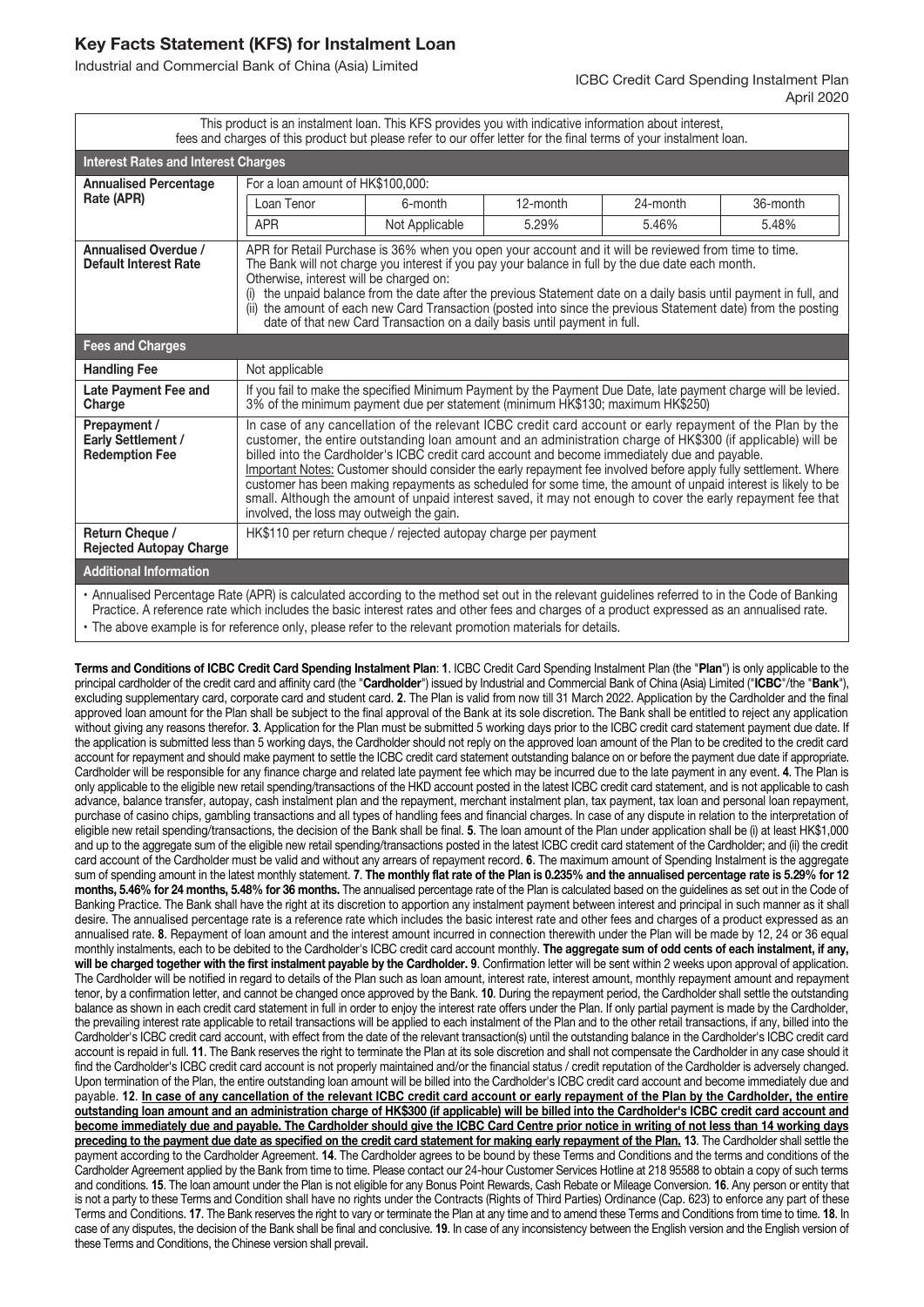# Key Facts Statement (KFS) for Instalment Loan

Industrial and Commercial Bank of China (Asia) Limited

ICBC Credit Card Spending Instalment Plan
April 2020

This product is an instalment loan. This KFS provides you with indicative information about interest, fees and charges of this product but please refer to our offer letter for the final terms of your instalment loan.

| **Interest Rates and Interest Charges** | | | | | |
|---|---|---|---|---|---|
| **Annualised Percentage Rate (APR)** | For a loan amount of HK$100,000: | | | | |
| | Loan Tenor | 6-month | 12-month | 24-month | 36-month |
| | APR | Not Applicable | 5.29% | 5.46% | 5.48% |
| **Annualised Overdue / Default Interest Rate** | APR for Retail Purchase is 36% when you open your account and it will be reviewed from time to time. The Bank will not charge you interest if you pay your balance in full by the due date each month. Otherwise, interest will be charged on: (i) the unpaid balance from the date after the previous Statement date on a daily basis until payment in full, and (ii) the amount of each new Card Transaction (posted into since the previous Statement date) from the posting date of that new Card Transaction on a daily basis until payment in full. | | | | |
| **Fees and Charges** | | | | | |
| **Handling Fee** | Not applicable | | | | |
| **Late Payment Fee and Charge** | If you fail to make the specified Minimum Payment by the Payment Due Date, late payment charge will be levied. 3% of the minimum payment due per statement (minimum HK$130; maximum HK$250) | | | | |
| **Prepayment / Early Settlement / Redemption Fee** | In case of any cancellation of the relevant ICBC credit card account or early repayment of the Plan by the customer, the entire outstanding loan amount and an administration charge of HK$300 (if applicable) will be billed into the Cardholder's ICBC credit card account and become immediately due and payable. Important Notes: Customer should consider the early repayment fee involved before apply fully settlement. Where customer has been making repayments as scheduled for some time, the amount of unpaid interest is likely to be small. Although the amount of unpaid interest saved, it may not enough to cover the early repayment fee that involved, the loss may outweigh the gain. | | | | |
| **Return Cheque / Rejected Autopay Charge** | HK$110 per return cheque / rejected autopay charge per payment | | | | |
| **Additional Information** | | | | | |

- Annualised Percentage Rate (APR) is calculated according to the method set out in the relevant guidelines referred to in the Code of Banking Practice. A reference rate which includes the basic interest rates and other fees and charges of a product expressed as an annualised rate.
- The above example is for reference only, please refer to the relevant promotion materials for details.

**Terms and Conditions of ICBC Credit Card Spending Instalment Plan**: **1**. ICBC Credit Card Spending Instalment Plan (the "**Plan**") is only applicable to the principal cardholder of the credit card and affinity card (the "**Cardholder**") issued by Industrial and Commercial Bank of China (Asia) Limited ("**ICBC**"/the "**Bank**"), excluding supplementary card, corporate card and student card. **2**. The Plan is valid from now till 31 March 2022. Application by the Cardholder and the final approved loan amount for the Plan shall be subject to the final approval of the Bank at its sole discretion. The Bank shall be entitled to reject any application without giving any reasons therefor. **3**. Application for the Plan must be submitted 5 working days prior to the ICBC credit card statement payment due date. If the application is submitted less than 5 working days, the Cardholder should not reply on the approved loan amount of the Plan to be credited to the credit card account for repayment and should make payment to settle the ICBC credit card statement outstanding balance on or before the payment due date if appropriate. Cardholder will be responsible for any finance charge and related late payment fee which may be incurred due to the late payment in any event. **4**. The Plan is only applicable to the eligible new retail spending/transactions of the HKD account posted in the latest ICBC credit card statement, and is not applicable to cash advance, balance transfer, autopay, cash instalment plan and the repayment, merchant instalment plan, tax payment, tax loan and personal loan repayment, purchase of casino chips, gambling transactions and all types of handling fees and financial charges. In case of any dispute in relation to the interpretation of eligible new retail spending/transactions, the decision of the Bank shall be final. **5**. The loan amount of the Plan under application shall be (i) at least HK$1,000 and up to the aggregate sum of the eligible new retail spending/transactions posted in the latest ICBC credit card statement of the Cardholder; and (ii) the credit card account of the Cardholder must be valid and without any arrears of repayment record. **6**. The maximum amount of Spending Instalment is the aggregate sum of spending amount in the latest monthly statement. **7**. **The monthly flat rate of the Plan is 0.235% and the annualised percentage rate is 5.29% for 12 months, 5.46% for 24 months, 5.48% for 36 months.** The annualised percentage rate of the Plan is calculated based on the guidelines as set out in the Code of Banking Practice. The Bank shall have the right at its discretion to apportion any instalment payment between interest and principal in such manner as it shall desire. The annualised percentage rate is a reference rate which includes the basic interest rate and other fees and charges of a product expressed as an annualised rate. **8**. Repayment of loan amount and the interest amount incurred in connection therewith under the Plan will be made by 12, 24 or 36 equal monthly instalments, each to be debited to the Cardholder's ICBC credit card account monthly. **The aggregate sum of odd cents of each instalment, if any, will be charged together with the first instalment payable by the Cardholder.** **9**. Confirmation letter will be sent within 2 weeks upon approval of application. The Cardholder will be notified in regard to details of the Plan such as loan amount, interest rate, interest amount, monthly repayment amount and repayment tenor, by a confirmation letter, and cannot be changed once approved by the Bank. **10**. During the repayment period, the Cardholder shall settle the outstanding balance as shown in each credit card statement in full in order to enjoy the interest rate offers under the Plan. If only partial payment is made by the Cardholder, the prevailing interest rate applicable to retail transactions will be applied to each instalment of the Plan and to the other retail transactions, if any, billed into the Cardholder's ICBC credit card account, with effect from the date of the relevant transaction(s) until the outstanding balance in the Cardholder's ICBC credit card account is repaid in full. **11**. The Bank reserves the right to terminate the Plan at its sole discretion and shall not compensate the Cardholder in any case should it find the Cardholder's ICBC credit card account is not properly maintained and/or the financial status / credit reputation of the Cardholder is adversely changed. Upon termination of the Plan, the entire outstanding loan amount will be billed into the Cardholder's ICBC credit card account and become immediately due and payable. **12**. **In case of any cancellation of the relevant ICBC credit card account or early repayment of the Plan by the Cardholder, the entire outstanding loan amount and an administration charge of HK$300 (if applicable) will be billed into the Cardholder's ICBC credit card account and become immediately due and payable. The Cardholder should give the ICBC Card Centre prior notice in writing of not less than 14 working days preceding to the payment due date as specified on the credit card statement for making early repayment of the Plan.** **13**. The Cardholder shall settle the payment according to the Cardholder Agreement. **14**. The Cardholder agrees to be bound by these Terms and Conditions and the terms and conditions of the Cardholder Agreement applied by the Bank from time to time. Please contact our 24-hour Customer Services Hotline at 218 95588 to obtain a copy of such terms and conditions. **15**. The loan amount under the Plan is not eligible for any Bonus Point Rewards, Cash Rebate or Mileage Conversion. **16**. Any person or entity that is not a party to these Terms and Condition shall have no rights under the Contracts (Rights of Third Parties) Ordinance (Cap. 623) to enforce any part of these Terms and Conditions. **17**. The Bank reserves the right to vary or terminate the Plan at any time and to amend these Terms and Conditions from time to time. **18**. In case of any disputes, the decision of the Bank shall be final and conclusive. **19**. In case of any inconsistency between the English version and the English version of these Terms and Conditions, the Chinese version shall prevail.